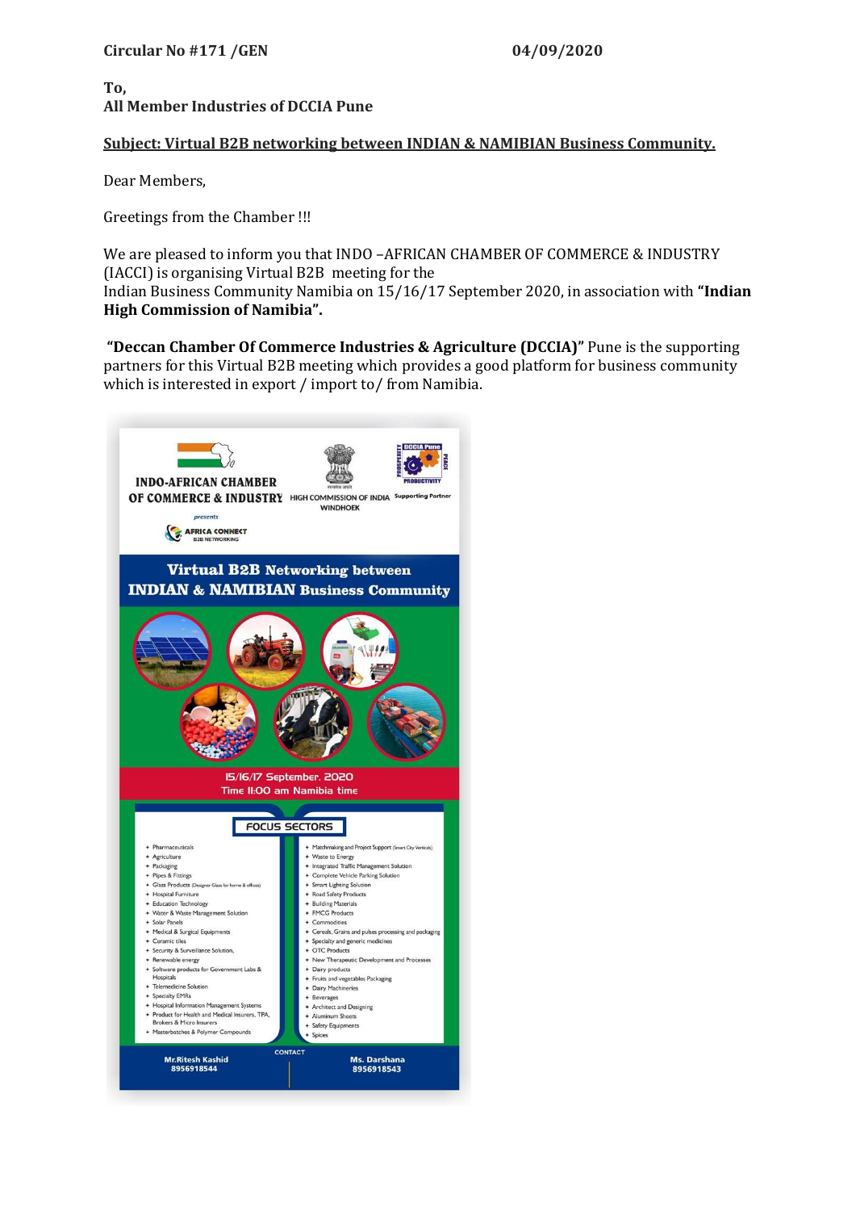**Circular No #171 /GEN** **04/09/2020**

**To,**
**All Member Industries of DCCIA Pune**

**Subject: Virtual B2B networking between INDIAN & NAMIBIAN Business Community.**

Dear Members,

Greetings from the Chamber !!!

We are pleased to inform you that INDO –AFRICAN CHAMBER OF COMMERCE & INDUSTRY (IACCI) is organising Virtual B2B meeting for the
Indian Business Community Namibia on 15/16/17 September 2020, in association with **"Indian High Commission of Namibia".**

**"Deccan Chamber Of Commerce Industries & Agriculture (DCCIA)"** Pune is the supporting partners for this Virtual B2B meeting which provides a good platform for business community which is interested in export / import to/ from Namibia.

INDO-AFRICAN CHAMBER OF COMMERCE & INDUSTRY

HIGH COMMISSION OF INDIA WINDHOEK

DCCIA Pune — Supporting Partner

*presents*

AFRICA CONNECT B2B NETWORKING

## Virtual B2B Networking between INDIAN & NAMIBIAN Business Community

15/16/17 September. 2020
Time 11:00 am Namibia time

### FOCUS SECTORS

- Pharmaceuticals
- Agriculture
- Packaging
- Pipes & Fittings
- Glass Products (Designer Glass for home & offices)
- Hospital Furniture
- Education Technology
- Water & Waste Management Solution
- Solar Panels
- Medical & Surgical Equipments
- Ceramic tiles
- Security & Surveillance Solution,
- Renewable energy
- Software products for Government Labs & Hospitals
- Telemedicine Solution
- Specialty EMRs
- Hospital Information Management Systems
- Product for Health and Medical Insurers, TPA, Brokers & Micro Insurers
- Masterbatches & Polymer Compounds
- Matchmaking and Project Support (Smart City Verticals)
- Waste to Energy
- Integrated Traffic Management Solution
- Complete Vehicle Parking Solution
- Smart Lighting Solution
- Road Safety Products
- Building Materials
- FMCG Products
- Commodities
- Cereals, Grains and pulses processing and packaging
- Specialty and generic medicines
- OTC Products
- New Therapeutic Development and Processes
- Dairy products
- Fruits and vegetables Packaging
- Dairy Machineries
- Beverages
- Architect and Designing
- Aluminum Sheets
- Safety Equipments
- Spices

CONTACT

Mr.Ritesh Kashid 8956918544

Ms. Darshana 8956918543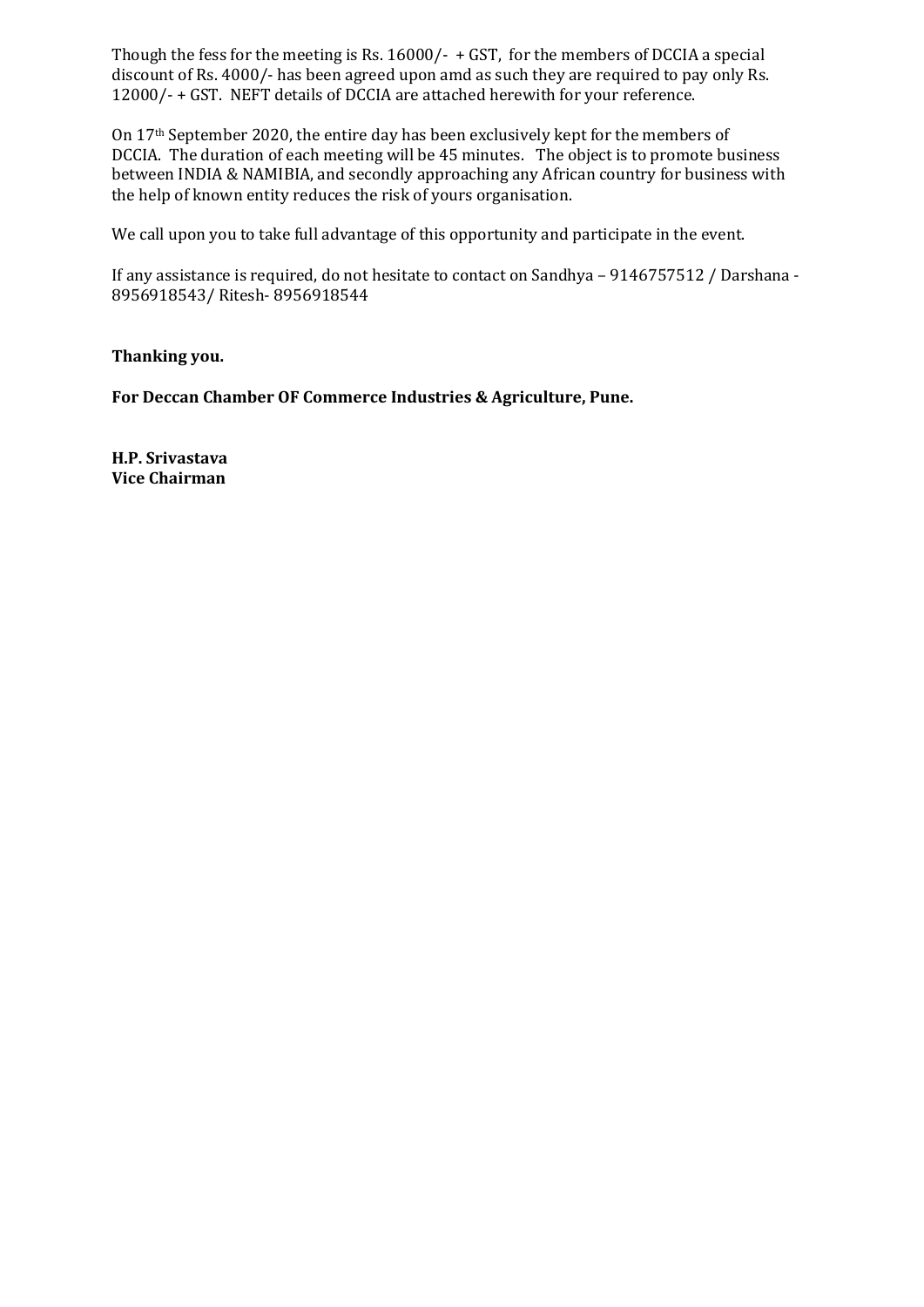Though the fess for the meeting is Rs. 16000/- + GST, for the members of DCCIA a special discount of Rs. 4000/- has been agreed upon amd as such they are required to pay only Rs. 12000/- + GST. NEFT details of DCCIA are attached herewith for your reference.

On 17th September 2020, the entire day has been exclusively kept for the members of DCCIA. The duration of each meeting will be 45 minutes. The object is to promote business between INDIA & NAMIBIA, and secondly approaching any African country for business with the help of known entity reduces the risk of yours organisation.

We call upon you to take full advantage of this opportunity and participate in the event.

If any assistance is required, do not hesitate to contact on Sandhya – 9146757512 / Darshana - 8956918543/ Ritesh- 8956918544

**Thanking you.**

**For Deccan Chamber OF Commerce Industries & Agriculture, Pune.**

**H.P. Srivastava**
**Vice Chairman**